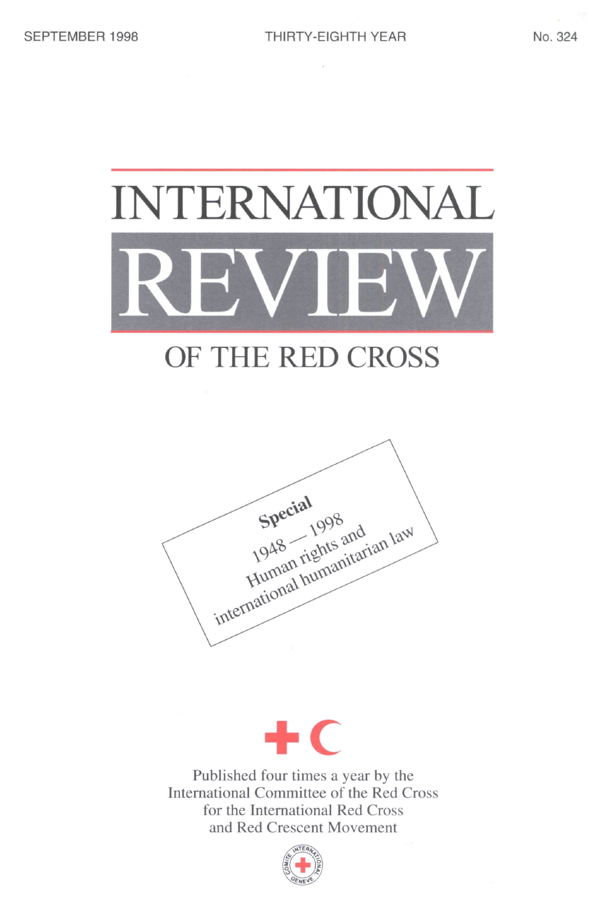SEPTEMBER 1998 THIRTY-EIGHTH YEAR No. 324

# INTERNATIONAL REVIEW OF THE RED CROSS

**Special**
1948 — 1998
Human rights and
international humanitarian law

Published four times a year by the
International Committee of the Red Cross
for the International Red Cross
and Red Crescent Movement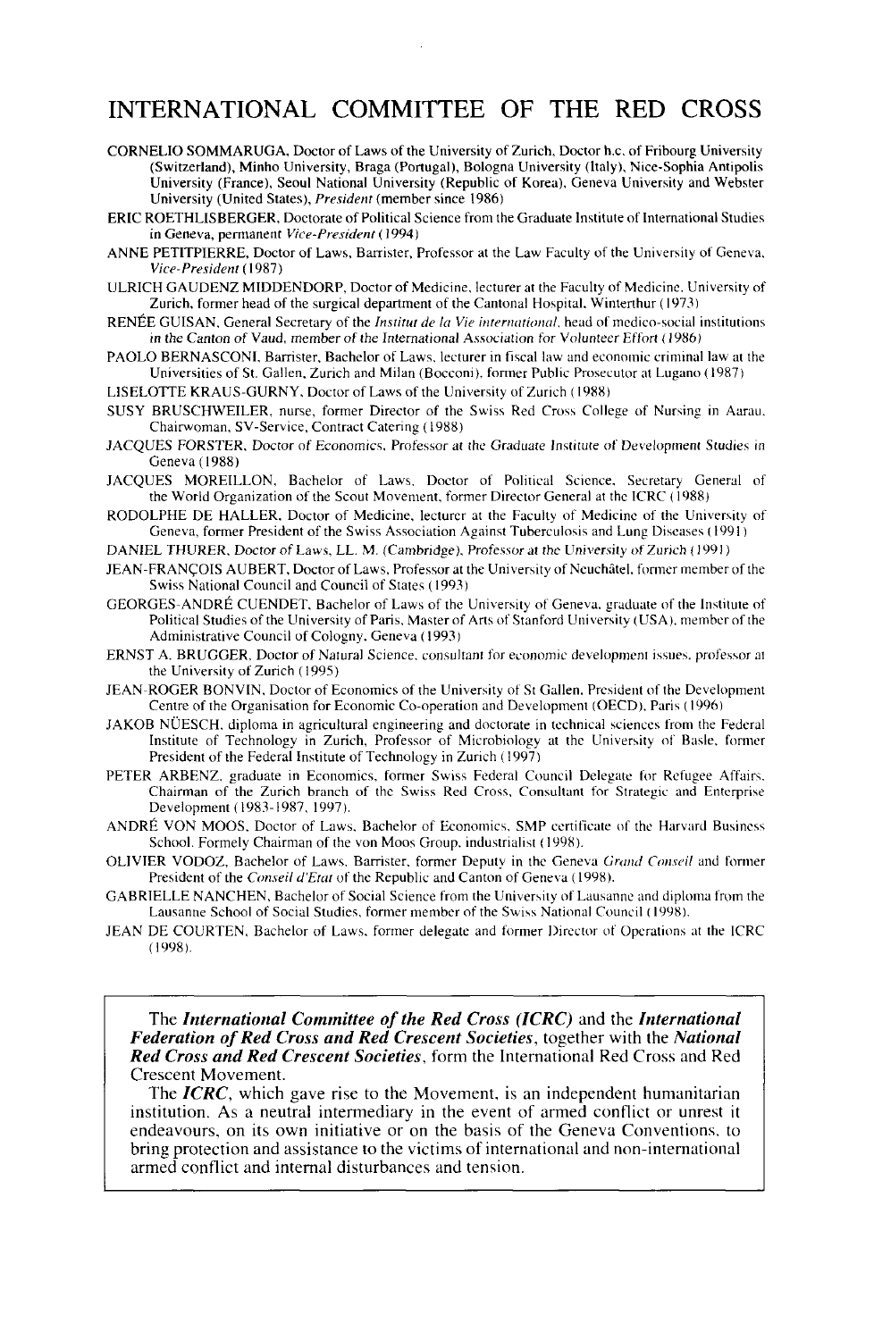# INTERNATIONAL COMMITTEE OF THE RED CROSS

CORNELIO SOMMARUGA, Doctor of Laws of the University of Zurich, Doctor h.c. of Fribourg University (Switzerland), Minho University, Braga (Portugal), Bologna University (Italy), Nice-Sophia Antipolis University (France), Seoul National University (Republic of Korea), Geneva University and Webster University (United States), *President* (member since 1986)

ERIC ROETHLISBERGER, Doctorate of Political Science from the Graduate Institute of International Studies in Geneva, permanent *Vice-President* (1994)

ANNE PETITPIERRE, Doctor of Laws, Barrister, Professor at the Law Faculty of the University of Geneva, *Vice-President* (1987)

ULRICH GAUDENZ MIDDENDORP, Doctor of Medicine, lecturer at the Faculty of Medicine, University of Zurich, former head of the surgical department of the Cantonal Hospital, Winterthur (1973)

RENÉE GUISAN, General Secretary of the *Institut de la Vie international*, head of medico-social institutions in the Canton of Vaud, member of the International Association for Volunteer Effort (1986)

PAOLO BERNASCONI, Barrister, Bachelor of Laws, lecturer in fiscal law and economic criminal law at the Universities of St. Gallen, Zurich and Milan (Bocconi), former Public Prosecutor at Lugano (1987)

LISELOTTE KRAUS-GURNY, Doctor of Laws of the University of Zurich (1988)

SUSY BRUSCHWEILER, nurse, former Director of the Swiss Red Cross College of Nursing in Aarau, Chairwoman, SV-Service, Contract Catering (1988)

JACQUES FORSTER, Doctor of Economics, Professor at the Graduate Institute of Development Studies in Geneva (1988)

JACQUES MOREILLON, Bachelor of Laws, Doctor of Political Science, Secretary General of the World Organization of the Scout Movement, former Director General at the ICRC (1988)

RODOLPHE DE HALLER, Doctor of Medicine, lecturer at the Faculty of Medicine of the University of Geneva, former President of the Swiss Association Against Tuberculosis and Lung Diseases (1991)

DANIEL THURER, Doctor of Laws, LL. M. (Cambridge), Professor at the University of Zurich (1991)

JEAN-FRANÇOIS AUBERT, Doctor of Laws, Professor at the University of Neuchâtel, former member of the Swiss National Council and Council of States (1993)

GEORGES-ANDRÉ CUENDET, Bachelor of Laws of the University of Geneva, graduate of the Institute of Political Studies of the University of Paris, Master of Arts of Stanford University (USA), member of the Administrative Council of Cologny, Geneva (1993)

ERNST A. BRUGGER, Doctor of Natural Science, consultant for economic development issues, professor at the University of Zurich (1995)

JEAN-ROGER BONVIN, Doctor of Economics of the University of St Gallen, President of the Development Centre of the Organisation for Economic Co-operation and Development (OECD), Paris (1996)

JAKOB NÜESCH, diploma in agricultural engineering and doctorate in technical sciences from the Federal Institute of Technology in Zurich, Professor of Microbiology at the University of Basle, former President of the Federal Institute of Technology in Zurich (1997)

PETER ARBENZ, graduate in Economics, former Swiss Federal Council Delegate for Refugee Affairs, Chairman of the Zurich branch of the Swiss Red Cross, Consultant for Strategic and Enterprise Development (1983-1987, 1997).

ANDRÉ VON MOOS, Doctor of Laws, Bachelor of Economics, SMP certificate of the Harvard Business School. Formely Chairman of the von Moos Group, industrialist (1998).

OLIVIER VODOZ, Bachelor of Laws, Barrister, former Deputy in the Geneva *Grand Conseil* and former President of the *Conseil d'Etat* of the Republic and Canton of Geneva (1998).

GABRIELLE NANCHEN, Bachelor of Social Science from the University of Lausanne and diploma from the Lausanne School of Social Studies, former member of the Swiss National Council (1998).

JEAN DE COURTEN, Bachelor of Laws, former delegate and former Director of Operations at the ICRC (1998).

---

The ***International Committee of the Red Cross (ICRC)*** and the ***International Federation of Red Cross and Red Crescent Societies***, together with the ***National Red Cross and Red Crescent Societies***, form the International Red Cross and Red Crescent Movement.

The ***ICRC***, which gave rise to the Movement, is an independent humanitarian institution. As a neutral intermediary in the event of armed conflict or unrest it endeavours, on its own initiative or on the basis of the Geneva Conventions, to bring protection and assistance to the victims of international and non-international armed conflict and internal disturbances and tension.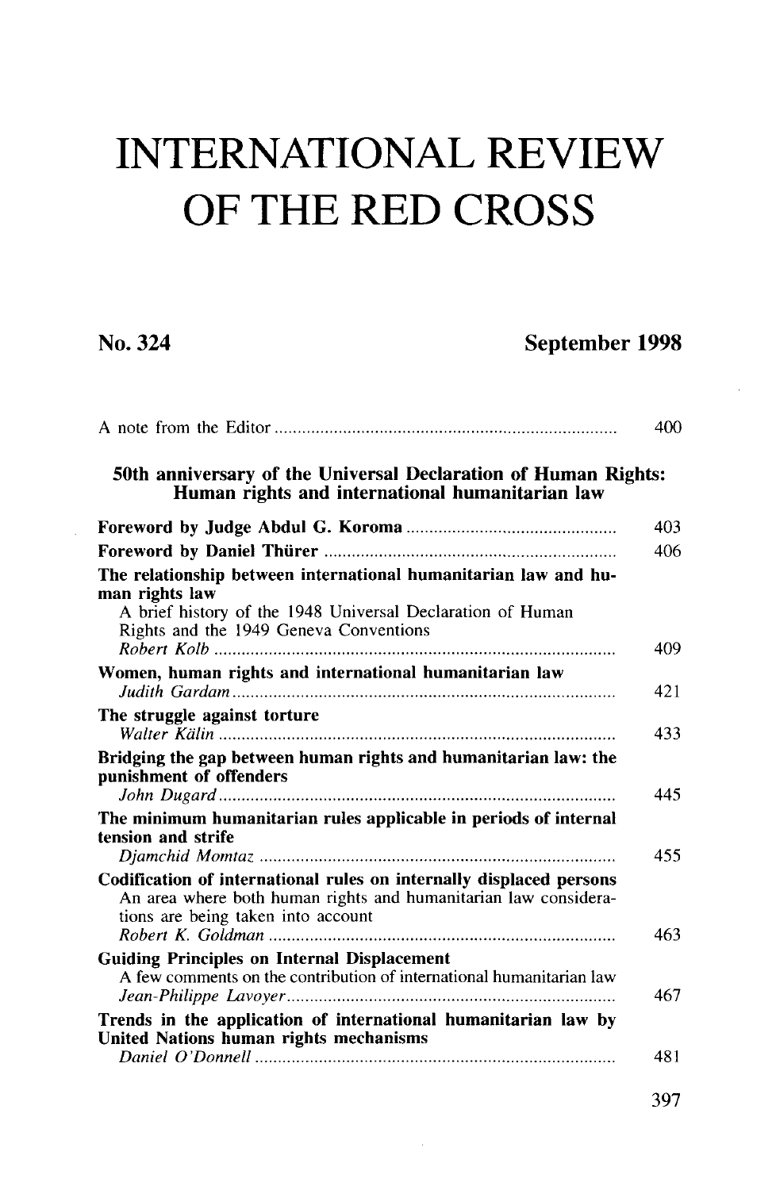# INTERNATIONAL REVIEW OF THE RED CROSS

**No. 324** **September 1998**

A note from the Editor ........................................................................... 400

## 50th anniversary of the Universal Declaration of Human Rights: Human rights and international humanitarian law

**Foreword by Judge Abdul G. Koroma** ............................................. 403

**Foreword by Daniel Thürer** ................................................................ 406

**The relationship between international humanitarian law and human rights law**
A brief history of the 1948 Universal Declaration of Human Rights and the 1949 Geneva Conventions
*Robert Kolb* ........................................................................................ 409

**Women, human rights and international humanitarian law**
*Judith Gardam* .................................................................................... 421

**The struggle against torture**
*Walter Kälin* ....................................................................................... 433

**Bridging the gap between human rights and humanitarian law: the punishment of offenders**
*John Dugard* ....................................................................................... 445

**The minimum humanitarian rules applicable in periods of internal tension and strife**
*Djamchid Momtaz* .............................................................................. 455

**Codification of international rules on internally displaced persons**
An area where both human rights and humanitarian law considerations are being taken into account
*Robert K. Goldman* ............................................................................ 463

**Guiding Principles on Internal Displacement**
A few comments on the contribution of international humanitarian law
*Jean-Philippe Lavoyer* ........................................................................ 467

**Trends in the application of international humanitarian law by United Nations human rights mechanisms**
*Daniel O'Donnell* ............................................................................... 481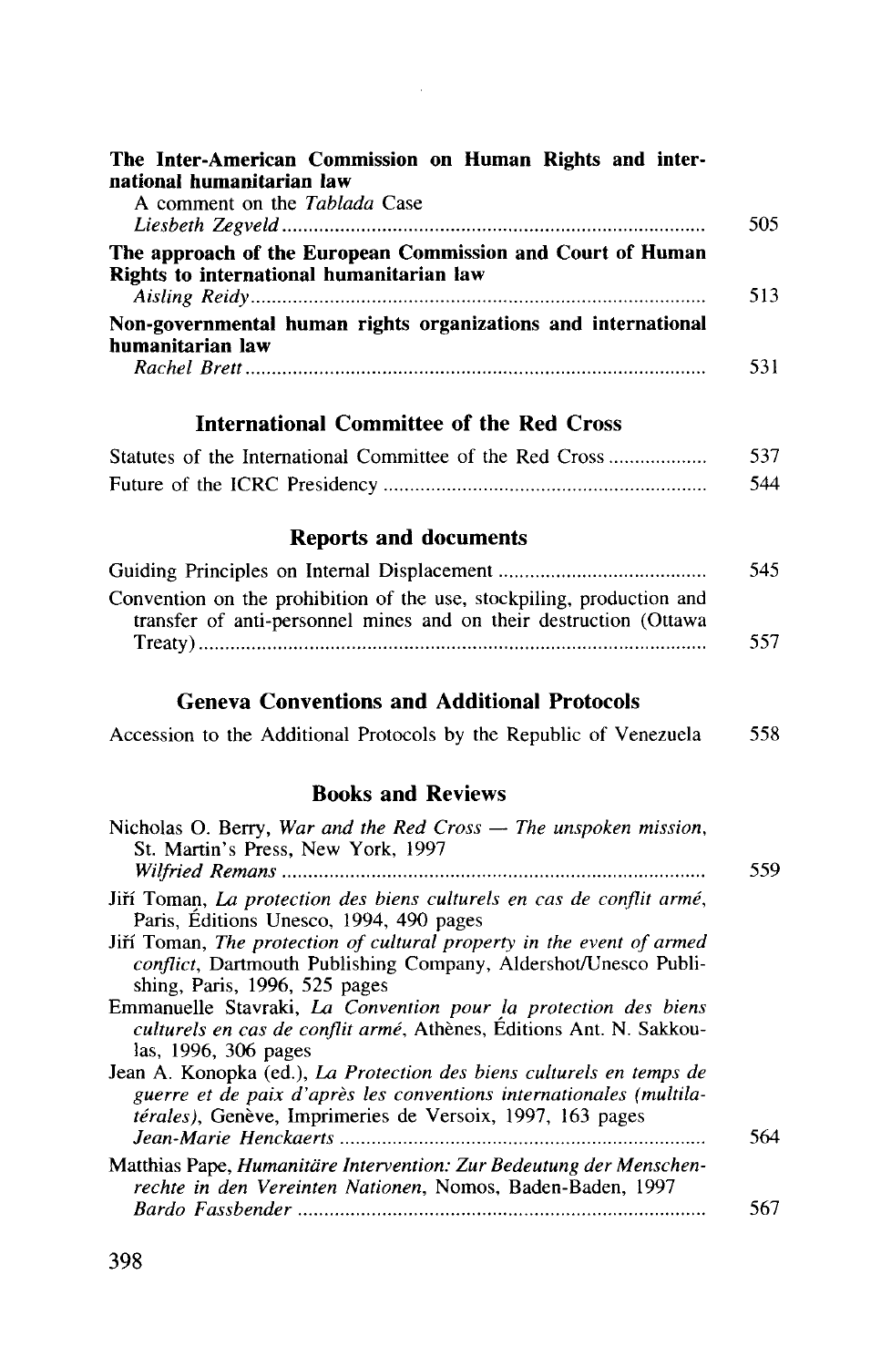**The Inter-American Commission on Human Rights and international humanitarian law**
A comment on the *Tablada* Case
*Liesbeth Zegveld* ........................................................................ 505

**The approach of the European Commission and Court of Human Rights to international humanitarian law**
*Aisling Reidy* ........................................................................ 513

**Non-governmental human rights organizations and international humanitarian law**
*Rachel Brett* ........................................................................ 531

## International Committee of the Red Cross

Statutes of the International Committee of the Red Cross .................. 537

Future of the ICRC Presidency .................................................... 544

## Reports and documents

Guiding Principles on Internal Displacement ...................................... 545

Convention on the prohibition of the use, stockpiling, production and transfer of anti-personnel mines and on their destruction (Ottawa Treaty) ........................................................................ 557

## Geneva Conventions and Additional Protocols

Accession to the Additional Protocols by the Republic of Venezuela 558

## Books and Reviews

Nicholas O. Berry, *War and the Red Cross — The unspoken mission*, St. Martin's Press, New York, 1997
*Wilfried Remans* ........................................................................ 559

Jiří Toman, *La protection des biens culturels en cas de conflit armé*, Paris, Éditions Unesco, 1994, 490 pages
Jiří Toman, *The protection of cultural property in the event of armed conflict*, Dartmouth Publishing Company, Aldershot/Unesco Publishing, Paris, 1996, 525 pages
Emmanuelle Stavraki, *La Convention pour la protection des biens culturels en cas de conflit armé*, Athènes, Éditions Ant. N. Sakkoulas, 1996, 306 pages
Jean A. Konopka (ed.), *La Protection des biens culturels en temps de guerre et de paix d'après les conventions internationales (multilatérales)*, Genève, Imprimeries de Versoix, 1997, 163 pages
*Jean-Marie Henckaerts* ........................................................................ 564

Matthias Pape, *Humanitäre Intervention: Zur Bedeutung der Menschenrechte in den Vereinten Nationen*, Nomos, Baden-Baden, 1997
*Bardo Fassbender* ........................................................................ 567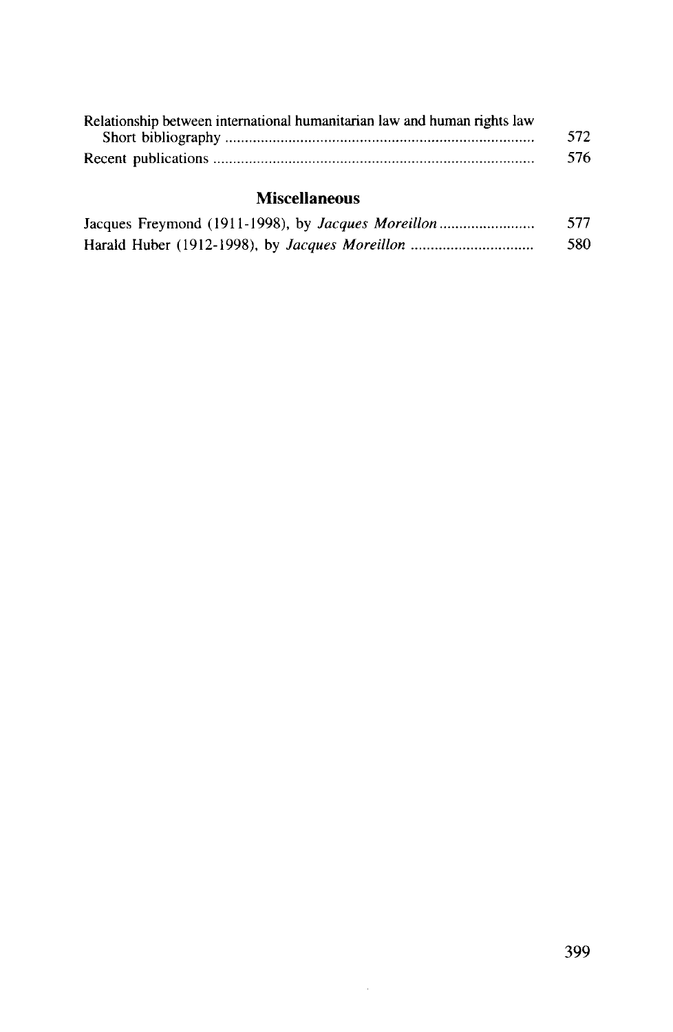Relationship between international humanitarian law and human rights law Short bibliography ........................................................................... 572

Recent publications ........................................................................... 576

## Miscellaneous

Jacques Freymond (1911-1998), by *Jacques Moreillon* ........................ 577

Harald Huber (1912-1998), by *Jacques Moreillon* ............................... 580